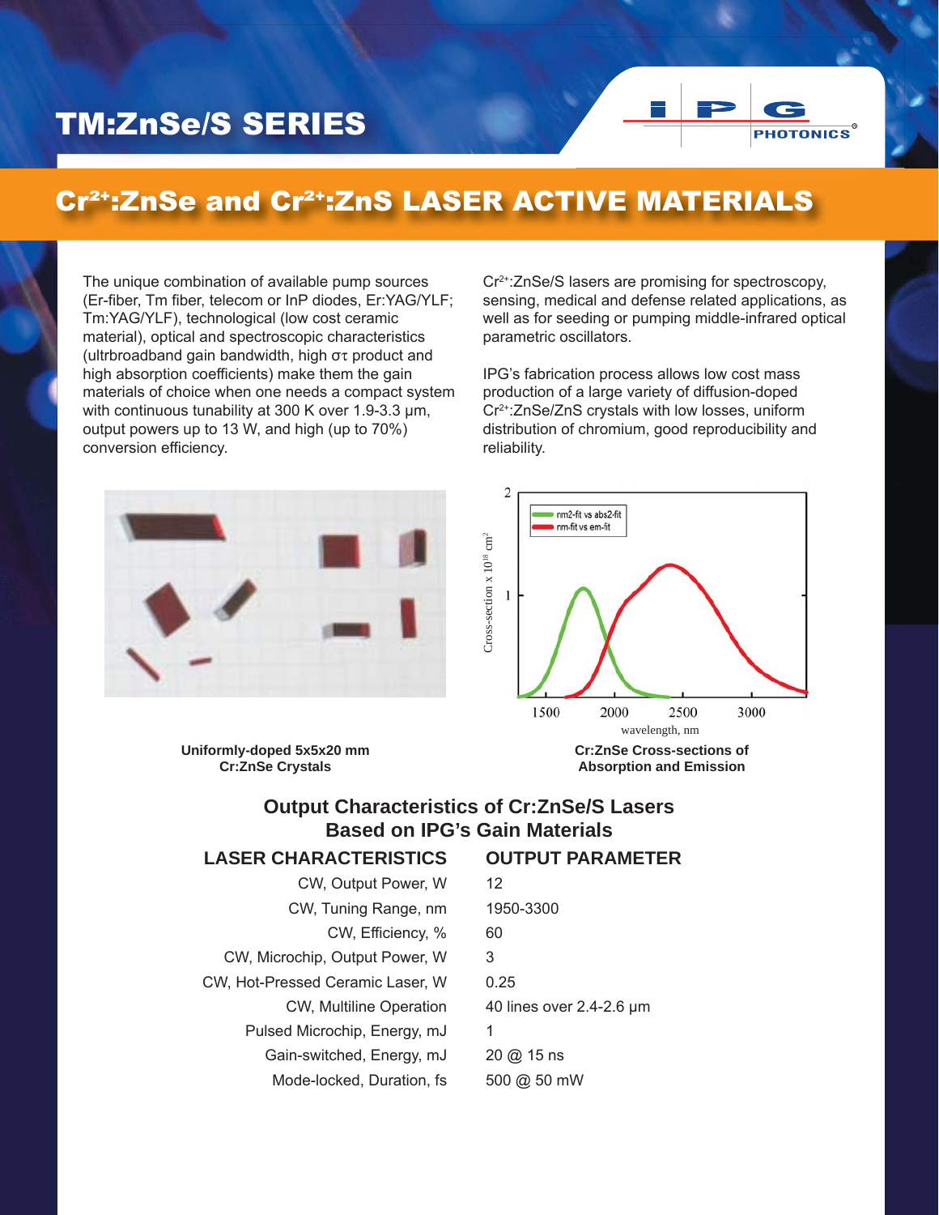# TM:ZnSe/S SERIES

## $Cr^{2+}$:ZnSe and $Cr^{2+}$:ZnS LASER ACTIVE MATERIALS

The unique combination of available pump sources (Er-fiber, Tm fiber, telecom or InP diodes, Er:YAG/YLF; Tm:YAG/YLF), technological (low cost ceramic material), optical and spectroscopic characteristics (ultrbroadband gain bandwidth, high $\sigma\tau$ product and high absorption coefficients) make them the gain materials of choice when one needs a compact system with continuous tunability at 300 K over 1.9-3.3 µm, output powers up to 13 W, and high (up to 70%) conversion efficiency.

$Cr^{2+}$:ZnSe/S lasers are promising for spectroscopy, sensing, medical and defense related applications, as well as for seeding or pumping middle-infrared optical parametric oscillators.

IPG's fabrication process allows low cost mass production of a large variety of diffusion-doped $Cr^{2+}$:ZnSe/ZnS crystals with low losses, uniform distribution of chromium, good reproducibility and reliability.

**Uniformly-doped 5x5x20 mm Cr:ZnSe Crystals**

**Cr:ZnSe Cross-sections of Absorption and Emission**

### Output Characteristics of Cr:ZnSe/S Lasers Based on IPG's Gain Materials

| LASER CHARACTERISTICS | OUTPUT PARAMETER |
|---|---|
| CW, Output Power, W | 12 |
| CW, Tuning Range, nm | 1950-3300 |
| CW, Efficiency, % | 60 |
| CW, Microchip, Output Power, W | 3 |
| CW, Hot-Pressed Ceramic Laser, W | 0.25 |
| CW, Multiline Operation | 40 lines over 2.4-2.6 µm |
| Pulsed Microchip, Energy, mJ | 1 |
| Gain-switched, Energy, mJ | 20 @ 15 ns |
| Mode-locked, Duration, fs | 500 @ 50 mW |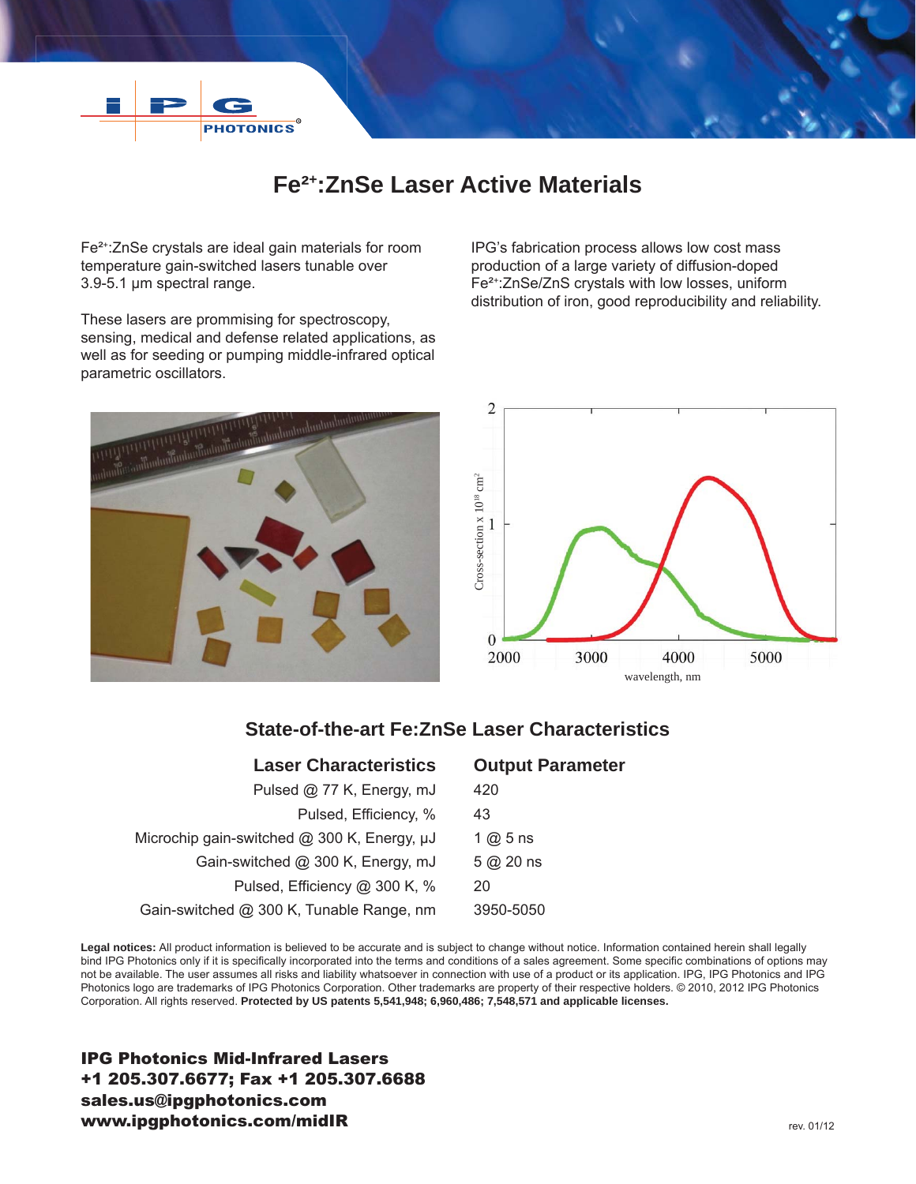# $Fe^{2+}$:ZnSe Laser Active Materials

$Fe^{2+}$:ZnSe crystals are ideal gain materials for room temperature gain-switched lasers tunable over 3.9-5.1 μm spectral range.

These lasers are prommising for spectroscopy, sensing, medical and defense related applications, as well as for seeding or pumping middle-infrared optical parametric oscillators.

IPG's fabrication process allows low cost mass production of a large variety of diffusion-doped $Fe^{2+}$:ZnSe/ZnS crystals with low losses, uniform distribution of iron, good reproducibility and reliability.

Cross-section x $10^{18}$ cm$^2$

2

1

0

2000

3000

4000

5000

wavelength, nm

## State-of-the-art Fe:ZnSe Laser Characteristics

| Laser Characteristics | Output Parameter |
|---|---|
| Pulsed @ 77 K, Energy, mJ | 420 |
| Pulsed, Efficiency, % | 43 |
| Microchip gain-switched @ 300 K, Energy, μJ | 1 @ 5 ns |
| Gain-switched @ 300 K, Energy, mJ | 5 @ 20 ns |
| Pulsed, Efficiency @ 300 K, % | 20 |
| Gain-switched @ 300 K, Tunable Range, nm | 3950-5050 |

**Legal notices:** All product information is believed to be accurate and is subject to change without notice. Information contained herein shall legally bind IPG Photonics only if it is specifically incorporated into the terms and conditions of a sales agreement. Some specific combinations of options may not be available. The user assumes all risks and liability whatsoever in connection with use of a product or its application. IPG, IPG Photonics and IPG Photonics logo are trademarks of IPG Photonics Corporation. Other trademarks are property of their respective holders. © 2010, 2012 IPG Photonics Corporation. All rights reserved. **Protected by US patents 5,541,948; 6,960,486; 7,548,571 and applicable licenses.**

**IPG Photonics Mid-Infrared Lasers**
**+1 205.307.6677; Fax +1 205.307.6688**
**sales.us@ipgphotonics.com**
**www.ipgphotonics.com/midIR**

rev. 01/12